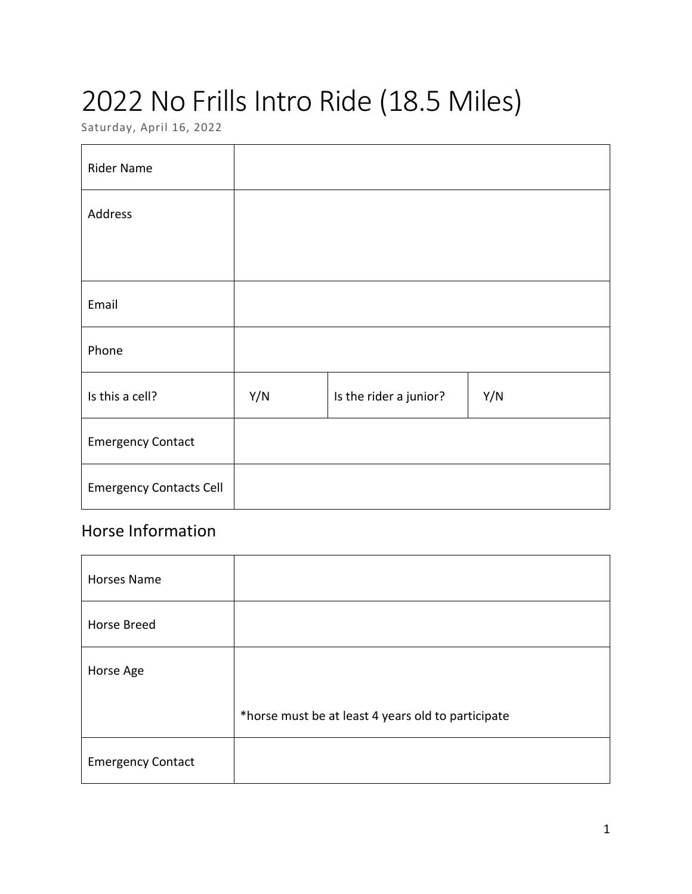# 2022 No Frills Intro Ride (18.5 Miles)

Saturday, April 16, 2022

| Rider Name | | | |
|---|---|---|---|
| Address | | | |
| Email | | | |
| Phone | | | |
| Is this a cell? | Y/N | Is the rider a junior? | Y/N |
| Emergency Contact | | | |
| Emergency Contacts Cell | | | |

## Horse Information

| Horses Name | |
|---|---|
| Horse Breed | |
| Horse Age | *horse must be at least 4 years old to participate |
| Emergency Contact | |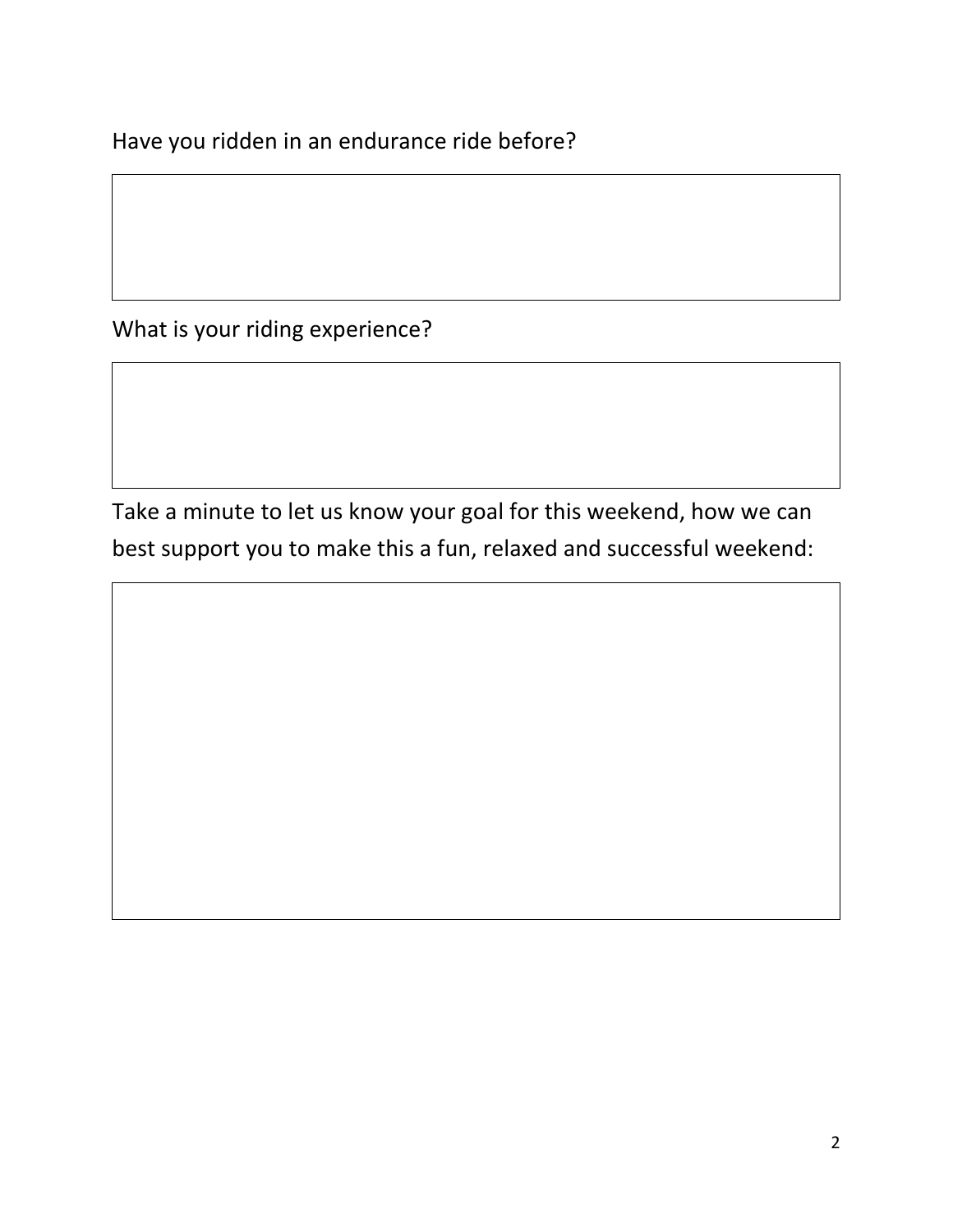Have you ridden in an endurance ride before?

What is your riding experience?

Take a minute to let us know your goal for this weekend, how we can best support you to make this a fun, relaxed and successful weekend: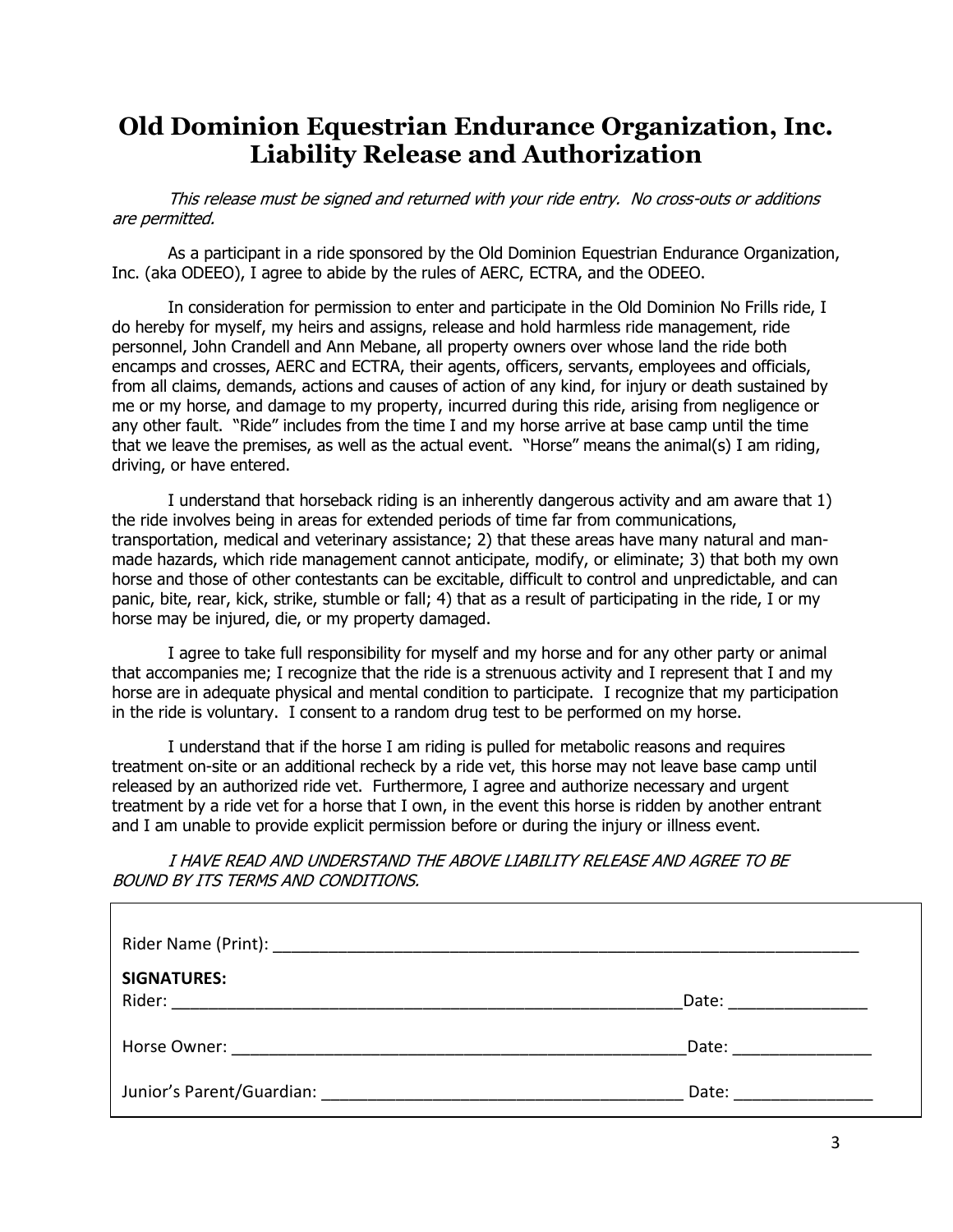# Old Dominion Equestrian Endurance Organization, Inc. Liability Release and Authorization

*This release must be signed and returned with your ride entry. No cross-outs or additions are permitted.*

As a participant in a ride sponsored by the Old Dominion Equestrian Endurance Organization, Inc. (aka ODEEO), I agree to abide by the rules of AERC, ECTRA, and the ODEEO.

In consideration for permission to enter and participate in the Old Dominion No Frills ride, I do hereby for myself, my heirs and assigns, release and hold harmless ride management, ride personnel, John Crandell and Ann Mebane, all property owners over whose land the ride both encamps and crosses, AERC and ECTRA, their agents, officers, servants, employees and officials, from all claims, demands, actions and causes of action of any kind, for injury or death sustained by me or my horse, and damage to my property, incurred during this ride, arising from negligence or any other fault. "Ride" includes from the time I and my horse arrive at base camp until the time that we leave the premises, as well as the actual event. "Horse" means the animal(s) I am riding, driving, or have entered.

I understand that horseback riding is an inherently dangerous activity and am aware that 1) the ride involves being in areas for extended periods of time far from communications, transportation, medical and veterinary assistance; 2) that these areas have many natural and man-made hazards, which ride management cannot anticipate, modify, or eliminate; 3) that both my own horse and those of other contestants can be excitable, difficult to control and unpredictable, and can panic, bite, rear, kick, strike, stumble or fall; 4) that as a result of participating in the ride, I or my horse may be injured, die, or my property damaged.

I agree to take full responsibility for myself and my horse and for any other party or animal that accompanies me; I recognize that the ride is a strenuous activity and I represent that I and my horse are in adequate physical and mental condition to participate. I recognize that my participation in the ride is voluntary. I consent to a random drug test to be performed on my horse.

I understand that if the horse I am riding is pulled for metabolic reasons and requires treatment on-site or an additional recheck by a ride vet, this horse may not leave base camp until released by an authorized ride vet. Furthermore, I agree and authorize necessary and urgent treatment by a ride vet for a horse that I own, in the event this horse is ridden by another entrant and I am unable to provide explicit permission before or during the injury or illness event.

*I HAVE READ AND UNDERSTAND THE ABOVE LIABILITY RELEASE AND AGREE TO BE BOUND BY ITS TERMS AND CONDITIONS.*

Rider Name (Print): ____________________________________________

**SIGNATURES:**

Rider: ____________________________________________ Date: ______________

Horse Owner: ______________________________________ Date: ______________

Junior's Parent/Guardian: ____________________________ Date: ______________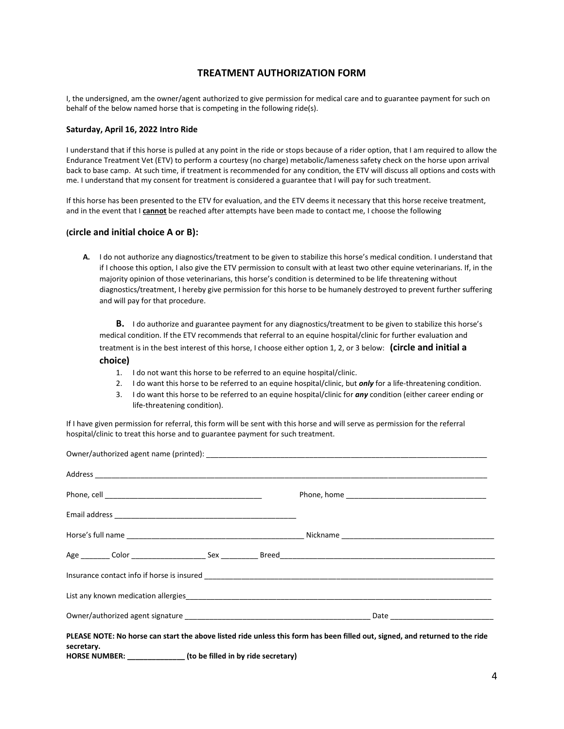# TREATMENT AUTHORIZATION FORM

I, the undersigned, am the owner/agent authorized to give permission for medical care and to guarantee payment for such on behalf of the below named horse that is competing in the following ride(s).

**Saturday, April 16, 2022 Intro Ride**

I understand that if this horse is pulled at any point in the ride or stops because of a rider option, that I am required to allow the Endurance Treatment Vet (ETV) to perform a courtesy (no charge) metabolic/lameness safety check on the horse upon arrival back to base camp. At such time, if treatment is recommended for any condition, the ETV will discuss all options and costs with me. I understand that my consent for treatment is considered a guarantee that I will pay for such treatment.

If this horse has been presented to the ETV for evaluation, and the ETV deems it necessary that this horse receive treatment, and in the event that I **cannot** be reached after attempts have been made to contact me, I choose the following

### (circle and initial choice A or B):

**A.** I do not authorize any diagnostics/treatment to be given to stabilize this horse's medical condition. I understand that if I choose this option, I also give the ETV permission to consult with at least two other equine veterinarians. If, in the majority opinion of those veterinarians, this horse's condition is determined to be life threatening without diagnostics/treatment, I hereby give permission for this horse to be humanely destroyed to prevent further suffering and will pay for that procedure.

**B.** I do authorize and guarantee payment for any diagnostics/treatment to be given to stabilize this horse's medical condition. If the ETV recommends that referral to an equine hospital/clinic for further evaluation and treatment is in the best interest of this horse, I choose either option 1, 2, or 3 below: **(circle and initial a choice)**

1. I do not want this horse to be referred to an equine hospital/clinic.
2. I do want this horse to be referred to an equine hospital/clinic, but ***only*** for a life-threatening condition.
3. I do want this horse to be referred to an equine hospital/clinic for ***any*** condition (either career ending or life-threatening condition).

If I have given permission for referral, this form will be sent with this horse and will serve as permission for the referral hospital/clinic to treat this horse and to guarantee payment for such treatment.

Owner/authorized agent name (printed): ______________________________________________

Address ______________________________________________________________________

Phone, cell ______________________________ Phone, home ______________________________

Email address ____________________________________

Horse's full name ____________________________________ Nickname ______________________________

Age _______ Color __________________ Sex _________ Breed______________________________

Insurance contact info if horse is insured ______________________________________________

List any known medication allergies___________________________________________________

Owner/authorized agent signature ____________________________________ Date ____________________

**PLEASE NOTE: No horse can start the above listed ride unless this form has been filled out, signed, and returned to the ride secretary.**

**HORSE NUMBER: _____________ (to be filled in by ride secretary)**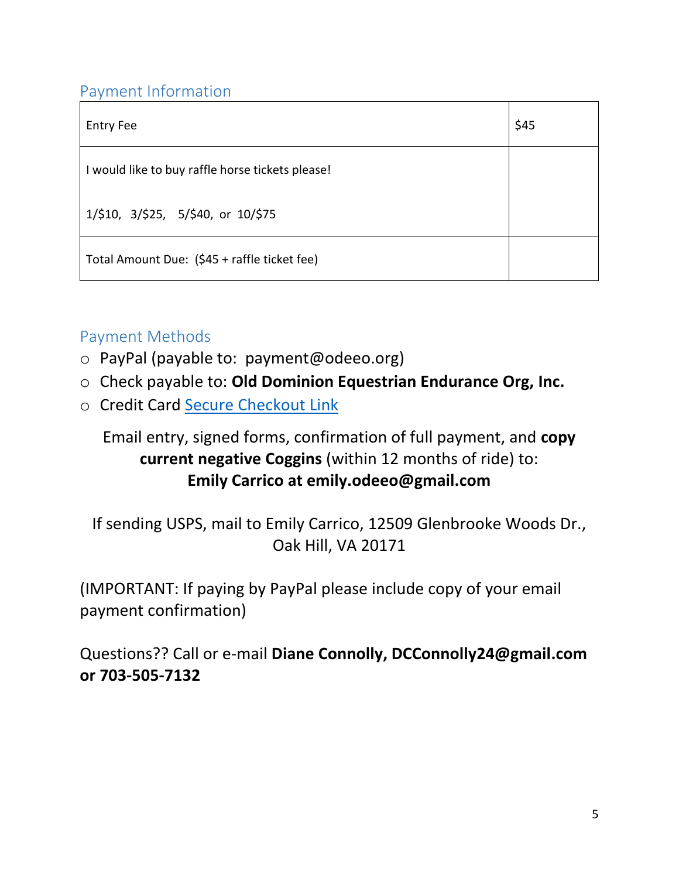## Payment Information

| | |
|---|---|
| Entry Fee | $45 |
| I would like to buy raffle horse tickets please!<br><br>1/$10, 3/$25, 5/$40, or 10/$75 | |
| Total Amount Due: ($45 + raffle ticket fee) | |

## Payment Methods

- PayPal (payable to: payment@odeeo.org)
- Check payable to: **Old Dominion Equestrian Endurance Org, Inc.**
- Credit Card Secure Checkout Link

Email entry, signed forms, confirmation of full payment, and **copy current negative Coggins** (within 12 months of ride) to: **Emily Carrico at emily.odeeo@gmail.com**

If sending USPS, mail to Emily Carrico, 12509 Glenbrooke Woods Dr., Oak Hill, VA 20171

(IMPORTANT: If paying by PayPal please include copy of your email payment confirmation)

Questions?? Call or e-mail **Diane Connolly, DCConnolly24@gmail.com or 703-505-7132**